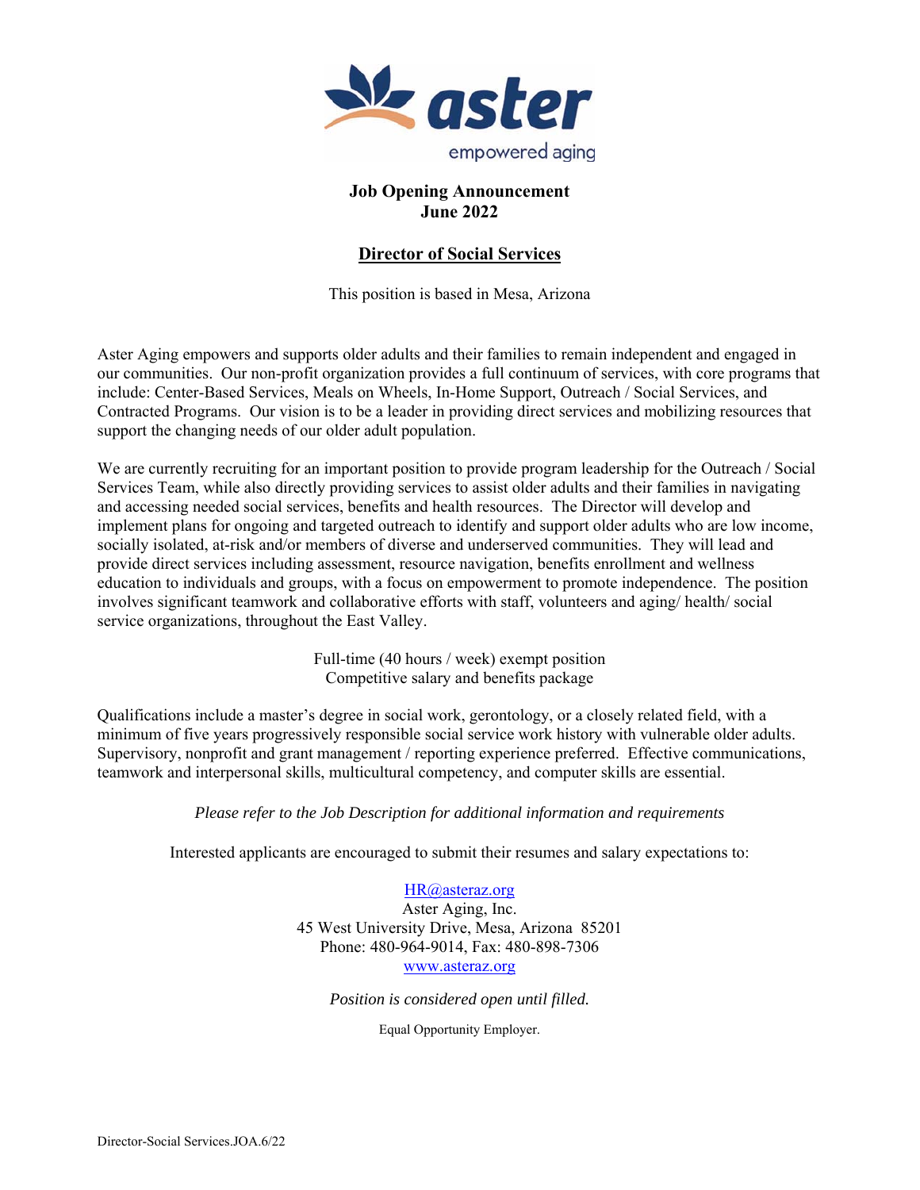aster

empowered aging

**Job Opening Announcement**
**June 2022**

## Director of Social Services

This position is based in Mesa, Arizona

Aster Aging empowers and supports older adults and their families to remain independent and engaged in our communities. Our non-profit organization provides a full continuum of services, with core programs that include: Center-Based Services, Meals on Wheels, In-Home Support, Outreach / Social Services, and Contracted Programs. Our vision is to be a leader in providing direct services and mobilizing resources that support the changing needs of our older adult population.

We are currently recruiting for an important position to provide program leadership for the Outreach / Social Services Team, while also directly providing services to assist older adults and their families in navigating and accessing needed social services, benefits and health resources. The Director will develop and implement plans for ongoing and targeted outreach to identify and support older adults who are low income, socially isolated, at-risk and/or members of diverse and underserved communities. They will lead and provide direct services including assessment, resource navigation, benefits enrollment and wellness education to individuals and groups, with a focus on empowerment to promote independence. The position involves significant teamwork and collaborative efforts with staff, volunteers and aging/ health/ social service organizations, throughout the East Valley.

Full-time (40 hours / week) exempt position
Competitive salary and benefits package

Qualifications include a master's degree in social work, gerontology, or a closely related field, with a minimum of five years progressively responsible social service work history with vulnerable older adults. Supervisory, nonprofit and grant management / reporting experience preferred. Effective communications, teamwork and interpersonal skills, multicultural competency, and computer skills are essential.

*Please refer to the Job Description for additional information and requirements*

Interested applicants are encouraged to submit their resumes and salary expectations to:

HR@asteraz.org
Aster Aging, Inc.
45 West University Drive, Mesa, Arizona 85201
Phone: 480-964-9014, Fax: 480-898-7306
www.asteraz.org

*Position is considered open until filled.*

Equal Opportunity Employer.

Director-Social Services.JOA.6/22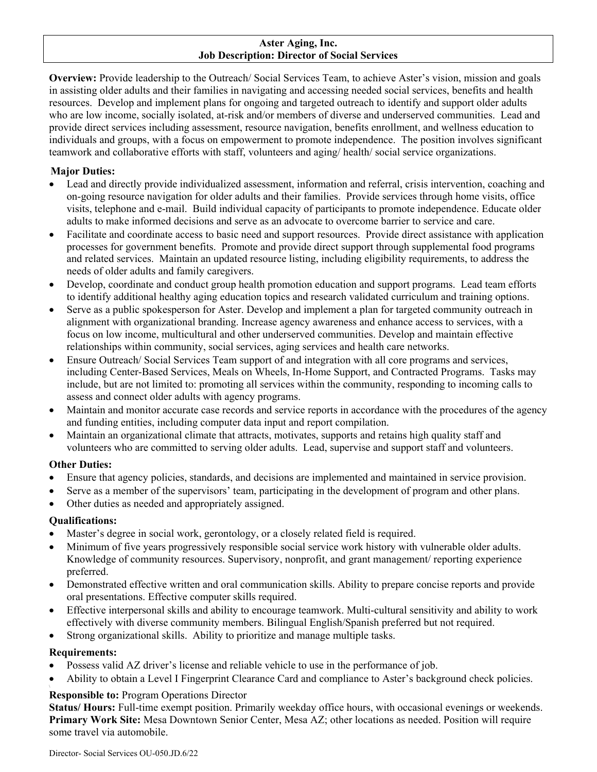# Aster Aging, Inc.
## Job Description: Director of Social Services

**Overview:** Provide leadership to the Outreach/ Social Services Team, to achieve Aster's vision, mission and goals in assisting older adults and their families in navigating and accessing needed social services, benefits and health resources. Develop and implement plans for ongoing and targeted outreach to identify and support older adults who are low income, socially isolated, at-risk and/or members of diverse and underserved communities. Lead and provide direct services including assessment, resource navigation, benefits enrollment, and wellness education to individuals and groups, with a focus on empowerment to promote independence. The position involves significant teamwork and collaborative efforts with staff, volunteers and aging/ health/ social service organizations.

**Major Duties:**

- Lead and directly provide individualized assessment, information and referral, crisis intervention, coaching and on-going resource navigation for older adults and their families. Provide services through home visits, office visits, telephone and e-mail. Build individual capacity of participants to promote independence. Educate older adults to make informed decisions and serve as an advocate to overcome barrier to service and care.
- Facilitate and coordinate access to basic need and support resources. Provide direct assistance with application processes for government benefits. Promote and provide direct support through supplemental food programs and related services. Maintain an updated resource listing, including eligibility requirements, to address the needs of older adults and family caregivers.
- Develop, coordinate and conduct group health promotion education and support programs. Lead team efforts to identify additional healthy aging education topics and research validated curriculum and training options.
- Serve as a public spokesperson for Aster. Develop and implement a plan for targeted community outreach in alignment with organizational branding. Increase agency awareness and enhance access to services, with a focus on low income, multicultural and other underserved communities. Develop and maintain effective relationships within community, social services, aging services and health care networks.
- Ensure Outreach/ Social Services Team support of and integration with all core programs and services, including Center-Based Services, Meals on Wheels, In-Home Support, and Contracted Programs. Tasks may include, but are not limited to: promoting all services within the community, responding to incoming calls to assess and connect older adults with agency programs.
- Maintain and monitor accurate case records and service reports in accordance with the procedures of the agency and funding entities, including computer data input and report compilation.
- Maintain an organizational climate that attracts, motivates, supports and retains high quality staff and volunteers who are committed to serving older adults. Lead, supervise and support staff and volunteers.

**Other Duties:**

- Ensure that agency policies, standards, and decisions are implemented and maintained in service provision.
- Serve as a member of the supervisors' team, participating in the development of program and other plans.
- Other duties as needed and appropriately assigned.

**Qualifications:**

- Master's degree in social work, gerontology, or a closely related field is required.
- Minimum of five years progressively responsible social service work history with vulnerable older adults. Knowledge of community resources. Supervisory, nonprofit, and grant management/ reporting experience preferred.
- Demonstrated effective written and oral communication skills. Ability to prepare concise reports and provide oral presentations. Effective computer skills required.
- Effective interpersonal skills and ability to encourage teamwork. Multi-cultural sensitivity and ability to work effectively with diverse community members. Bilingual English/Spanish preferred but not required.
- Strong organizational skills. Ability to prioritize and manage multiple tasks.

**Requirements:**

- Possess valid AZ driver's license and reliable vehicle to use in the performance of job.
- Ability to obtain a Level I Fingerprint Clearance Card and compliance to Aster's background check policies.

**Responsible to:** Program Operations Director
**Status/ Hours:** Full-time exempt position. Primarily weekday office hours, with occasional evenings or weekends.
**Primary Work Site:** Mesa Downtown Senior Center, Mesa AZ; other locations as needed. Position will require some travel via automobile.

Director- Social Services OU-050.JD.6/22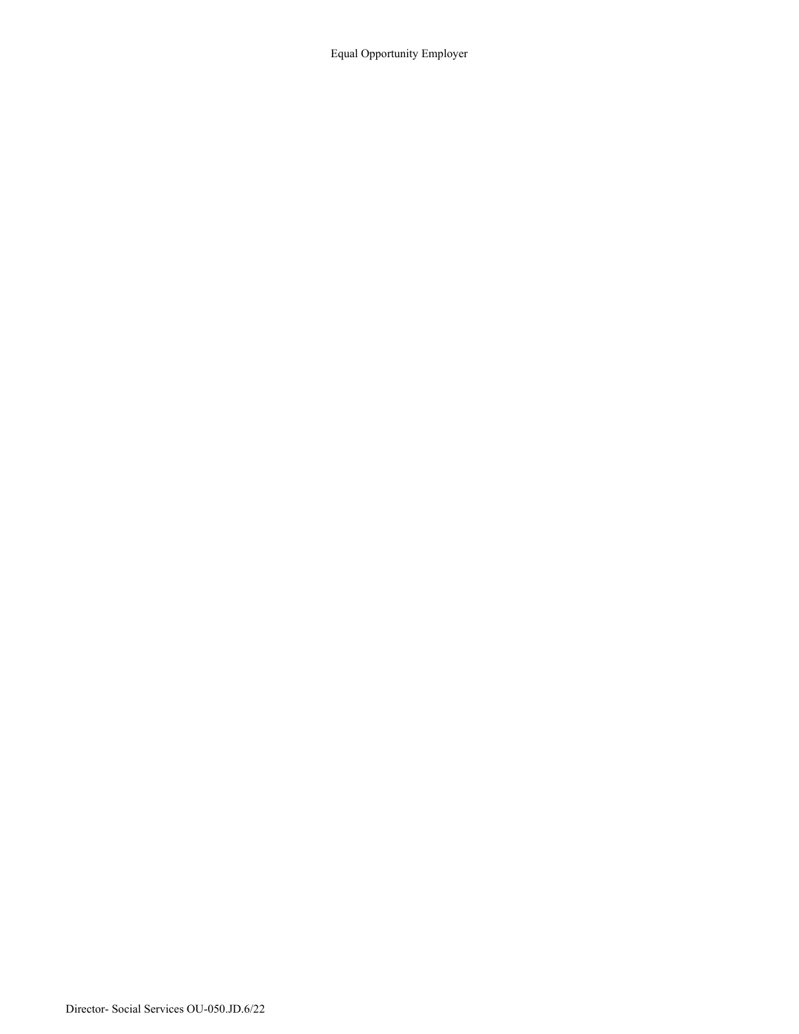Equal Opportunity Employer